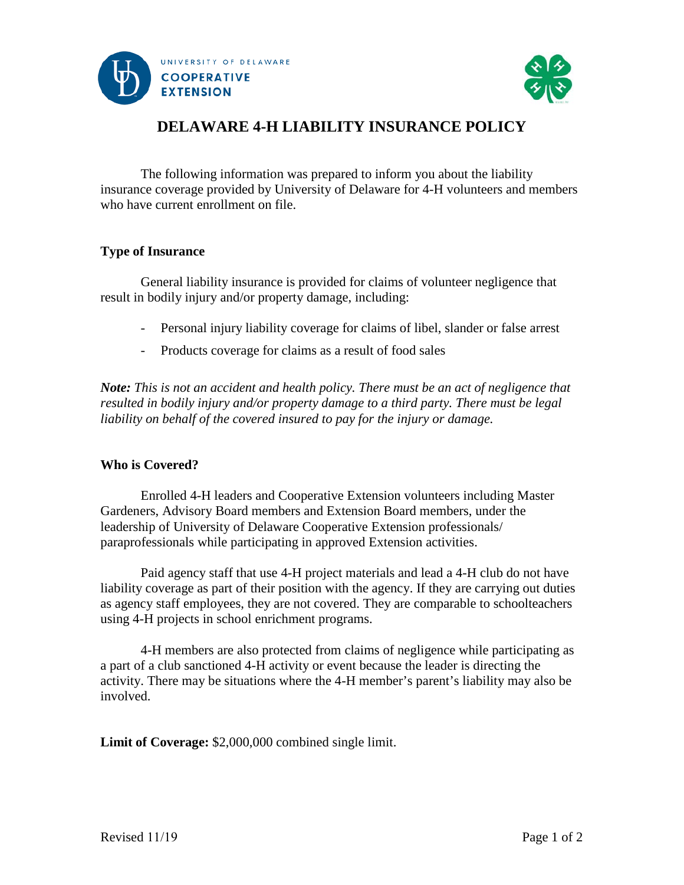# DELAWARE 4-H LIABILITY INSURANCE POLICY

The following information was prepared to inform you about the liability insurance coverage provided by University of Delaware for 4-H volunteers and members who have current enrollment on file.

### Type of Insurance

General liability insurance is provided for claims of volunteer negligence that result in bodily injury and/or property damage, including:

- Personal injury liability coverage for claims of libel, slander or false arrest
- Products coverage for claims as a result of food sales

***Note:*** *This is not an accident and health policy. There must be an act of negligence that resulted in bodily injury and/or property damage to a third party. There must be legal liability on behalf of the covered insured to pay for the injury or damage.*

### Who is Covered?

Enrolled 4-H leaders and Cooperative Extension volunteers including Master Gardeners, Advisory Board members and Extension Board members, under the leadership of University of Delaware Cooperative Extension professionals/ paraprofessionals while participating in approved Extension activities.

Paid agency staff that use 4-H project materials and lead a 4-H club do not have liability coverage as part of their position with the agency. If they are carrying out duties as agency staff employees, they are not covered. They are comparable to schoolteachers using 4-H projects in school enrichment programs.

4-H members are also protected from claims of negligence while participating as a part of a club sanctioned 4-H activity or event because the leader is directing the activity. There may be situations where the 4-H member's parent's liability may also be involved.

**Limit of Coverage:** $2,000,000 combined single limit.

Revised 11/19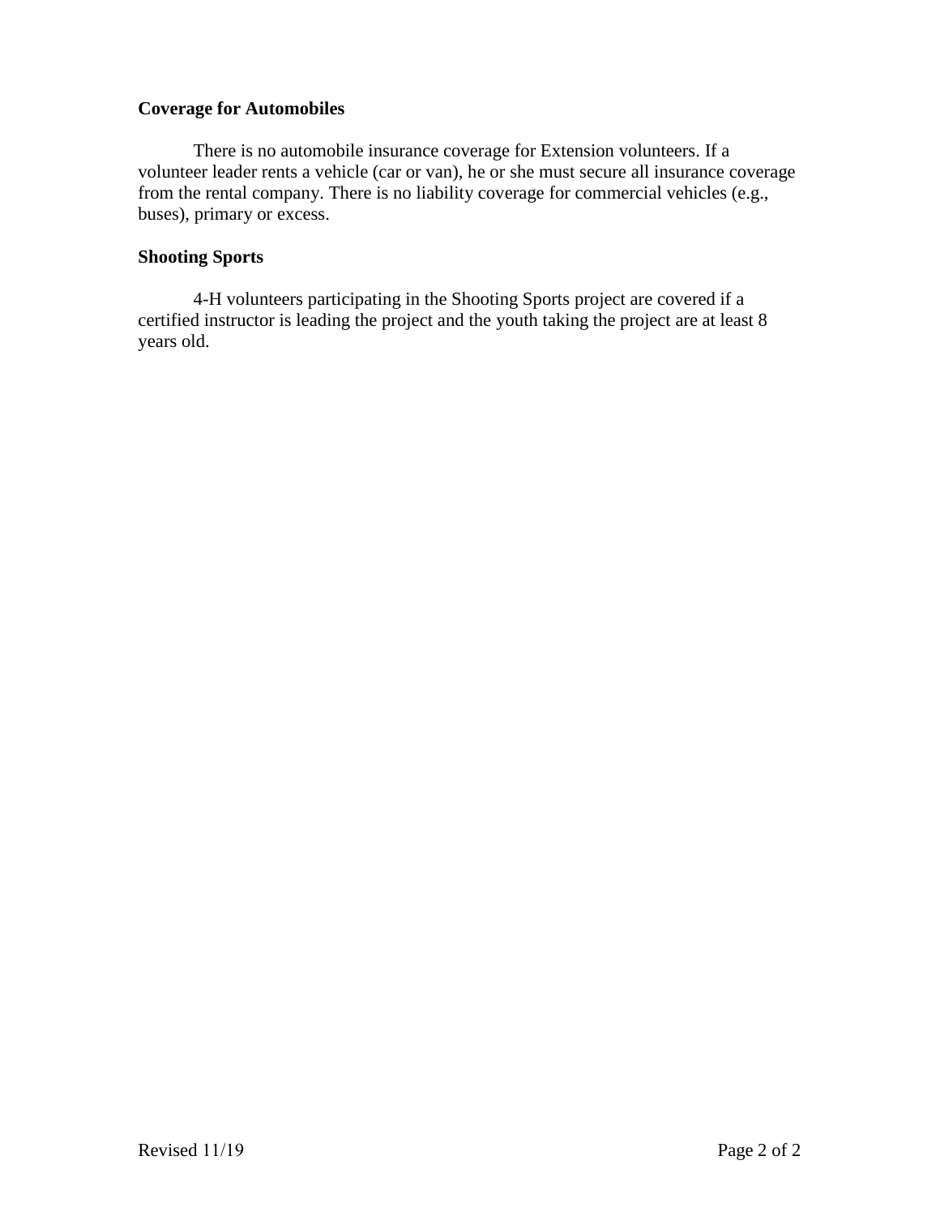**Coverage for Automobiles**

There is no automobile insurance coverage for Extension volunteers. If a volunteer leader rents a vehicle (car or van), he or she must secure all insurance coverage from the rental company. There is no liability coverage for commercial vehicles (e.g., buses), primary or excess.

**Shooting Sports**

4-H volunteers participating in the Shooting Sports project are covered if a certified instructor is leading the project and the youth taking the project are at least 8 years old.

Revised 11/19